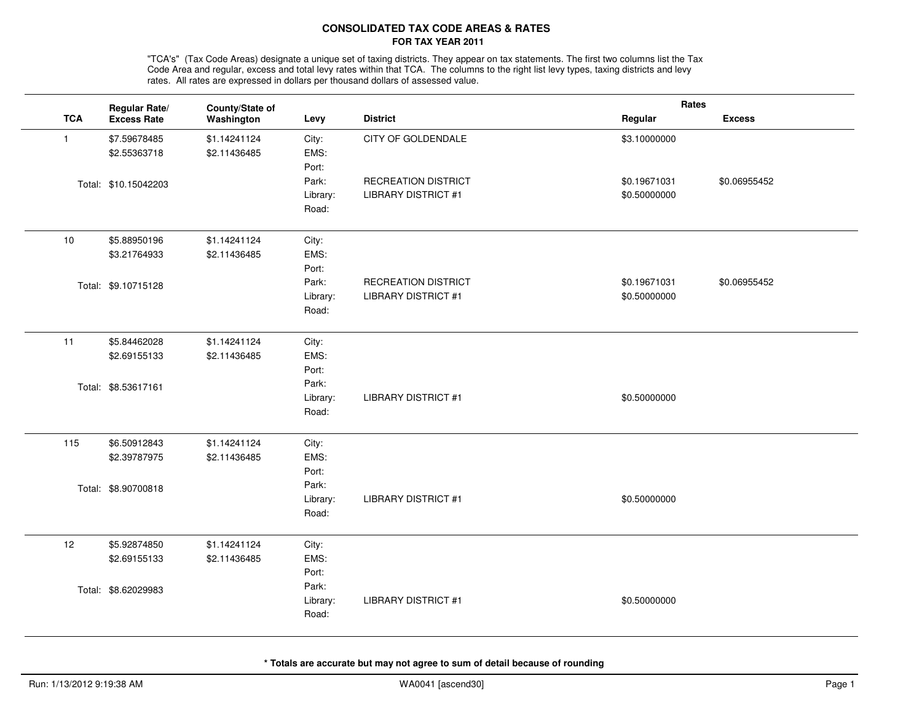# CONSOLIDATED TAX CODE AREAS & RATES

## FOR TAX YEAR 2011

"TCA's" (Tax Code Areas) designate a unique set of taxing districts. They appear on tax statements. The first two columns list the Tax Code Area and regular, excess and total levy rates within that TCA. The columns to the right list levy types, taxing districts and levy rates. All rates are expressed in dollars per thousand dollars of assessed value.

| TCA | Regular Rate/ Excess Rate | County/State of Washington | Levy | District | Rates Regular | Rates Excess |
|---|---|---|---|---|---|---|
| 1 | $7.59678485 | $1.14241124 | City: | CITY OF GOLDENDALE | $3.10000000 | |
| | $2.55363718 | $2.11436485 | EMS: | | | |
| | | | Port: | | | |
| | Total: $10.15042203 | | Park: | RECREATION DISTRICT | $0.19671031 | $0.06955452 |
| | | | Library: | LIBRARY DISTRICT #1 | $0.50000000 | |
| | | | Road: | | | |
| 10 | $5.88950196 | $1.14241124 | City: | | | |
| | $3.21764933 | $2.11436485 | EMS: | | | |
| | | | Port: | | | |
| | Total: $9.10715128 | | Park: | RECREATION DISTRICT | $0.19671031 | $0.06955452 |
| | | | Library: | LIBRARY DISTRICT #1 | $0.50000000 | |
| | | | Road: | | | |
| 11 | $5.84462028 | $1.14241124 | City: | | | |
| | $2.69155133 | $2.11436485 | EMS: | | | |
| | | | Port: | | | |
| | Total: $8.53617161 | | Park: | | | |
| | | | Library: | LIBRARY DISTRICT #1 | $0.50000000 | |
| | | | Road: | | | |
| 115 | $6.50912843 | $1.14241124 | City: | | | |
| | $2.39787975 | $2.11436485 | EMS: | | | |
| | | | Port: | | | |
| | Total: $8.90700818 | | Park: | | | |
| | | | Library: | LIBRARY DISTRICT #1 | $0.50000000 | |
| | | | Road: | | | |
| 12 | $5.92874850 | $1.14241124 | City: | | | |
| | $2.69155133 | $2.11436485 | EMS: | | | |
| | | | Port: | | | |
| | Total: $8.62029983 | | Park: | | | |
| | | | Library: | LIBRARY DISTRICT #1 | $0.50000000 | |
| | | | Road: | | | |

**\* Totals are accurate but may not agree to sum of detail because of rounding**

Run: 1/13/2012 9:19:38 AM WA0041 [ascend30]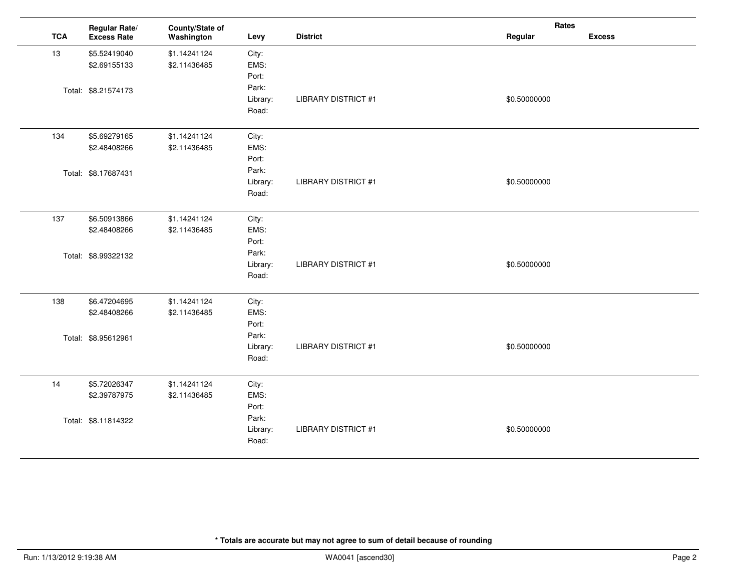| TCA | Regular Rate/ Excess Rate | County/State of Washington | Levy | District | Rates Regular | Rates Excess |
|---|---|---|---|---|---|---|
| 13 | $5.52419040 | $1.14241124 | City: | | | |
| | $2.69155133 | $2.11436485 | EMS: | | | |
| | | | Port: | | | |
| | Total: $8.21574173 | | Park: | | | |
| | | | Library: | LIBRARY DISTRICT #1 | $0.50000000 | |
| | | | Road: | | | |
| 134 | $5.69279165 | $1.14241124 | City: | | | |
| | $2.48408266 | $2.11436485 | EMS: | | | |
| | | | Port: | | | |
| | Total: $8.17687431 | | Park: | | | |
| | | | Library: | LIBRARY DISTRICT #1 | $0.50000000 | |
| | | | Road: | | | |
| 137 | $6.50913866 | $1.14241124 | City: | | | |
| | $2.48408266 | $2.11436485 | EMS: | | | |
| | | | Port: | | | |
| | Total: $8.99322132 | | Park: | | | |
| | | | Library: | LIBRARY DISTRICT #1 | $0.50000000 | |
| | | | Road: | | | |
| 138 | $6.47204695 | $1.14241124 | City: | | | |
| | $2.48408266 | $2.11436485 | EMS: | | | |
| | | | Port: | | | |
| | Total: $8.95612961 | | Park: | | | |
| | | | Library: | LIBRARY DISTRICT #1 | $0.50000000 | |
| | | | Road: | | | |
| 14 | $5.72026347 | $1.14241124 | City: | | | |
| | $2.39787975 | $2.11436485 | EMS: | | | |
| | | | Port: | | | |
| | Total: $8.11814322 | | Park: | | | |
| | | | Library: | LIBRARY DISTRICT #1 | $0.50000000 | |
| | | | Road: | | | |

**\* Totals are accurate but may not agree to sum of detail because of rounding**

Run: 1/13/2012 9:19:38 AM WA0041 [ascend30]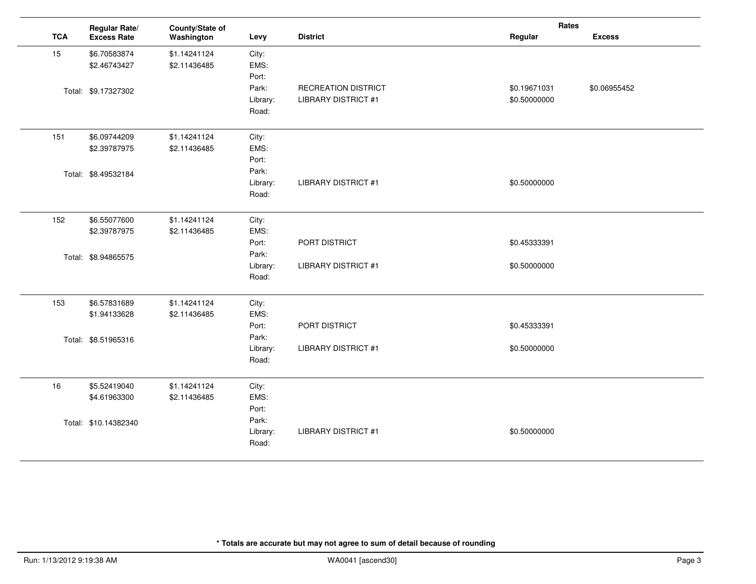| TCA | Regular Rate/ Excess Rate | County/State of Washington | Levy | District | Rates Regular | Rates Excess |
|---|---|---|---|---|---|---|
| 15 | $6.70583874 | $1.14241124 | City: | | | |
| | $2.46743427 | $2.11436485 | EMS: | | | |
| | | | Port: | | | |
| | Total: $9.17327302 | | Park: | RECREATION DISTRICT | $0.19671031 | $0.06955452 |
| | | | Library: | LIBRARY DISTRICT #1 | $0.50000000 | |
| | | | Road: | | | |
| 151 | $6.09744209 | $1.14241124 | City: | | | |
| | $2.39787975 | $2.11436485 | EMS: | | | |
| | | | Port: | | | |
| | Total: $8.49532184 | | Park: | | | |
| | | | Library: | LIBRARY DISTRICT #1 | $0.50000000 | |
| | | | Road: | | | |
| 152 | $6.55077600 | $1.14241124 | City: | | | |
| | $2.39787975 | $2.11436485 | EMS: | | | |
| | | | Port: | PORT DISTRICT | $0.45333391 | |
| | Total: $8.94865575 | | Park: | | | |
| | | | Library: | LIBRARY DISTRICT #1 | $0.50000000 | |
| | | | Road: | | | |
| 153 | $6.57831689 | $1.14241124 | City: | | | |
| | $1.94133628 | $2.11436485 | EMS: | | | |
| | | | Port: | PORT DISTRICT | $0.45333391 | |
| | Total: $8.51965316 | | Park: | | | |
| | | | Library: | LIBRARY DISTRICT #1 | $0.50000000 | |
| | | | Road: | | | |
| 16 | $5.52419040 | $1.14241124 | City: | | | |
| | $4.61963300 | $2.11436485 | EMS: | | | |
| | | | Port: | | | |
| | Total: $10.14382340 | | Park: | | | |
| | | | Library: | LIBRARY DISTRICT #1 | $0.50000000 | |
| | | | Road: | | | |

**\* Totals are accurate but may not agree to sum of detail because of rounding**

Run: 1/13/2012 9:19:38 AM WA0041 [ascend30]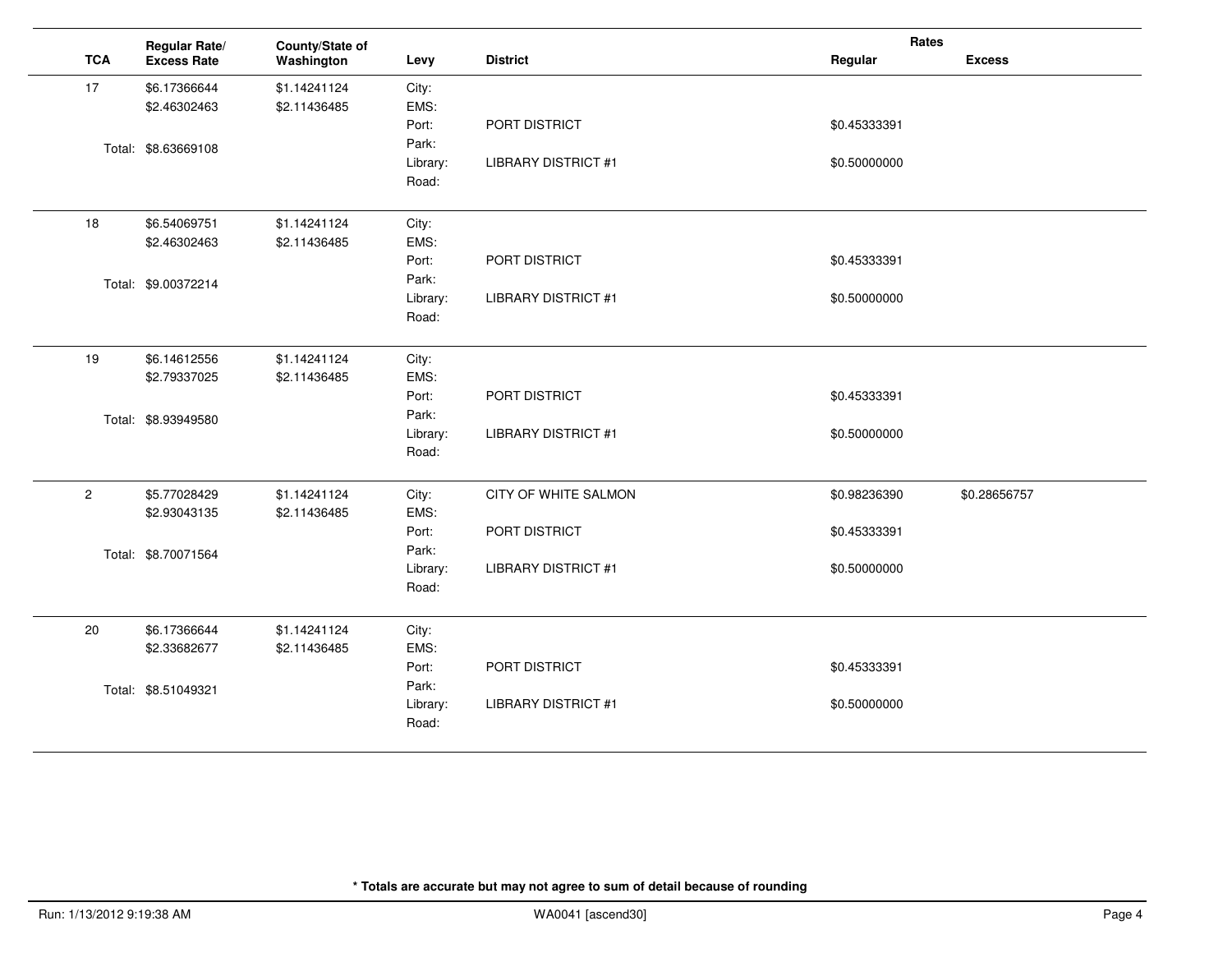| TCA | Regular Rate/ Excess Rate | County/State of Washington | Levy | District | Rates Regular | Rates Excess |
|---|---|---|---|---|---|---|
| 17 | $6.17366644 | $1.14241124 | City: | | | |
| | $2.46302463 | $2.11436485 | EMS: | | | |
| | | | Port: | PORT DISTRICT | $0.45333391 | |
| | Total: $8.63669108 | | Park: | | | |
| | | | Library: | LIBRARY DISTRICT #1 | $0.50000000 | |
| | | | Road: | | | |
| 18 | $6.54069751 | $1.14241124 | City: | | | |
| | $2.46302463 | $2.11436485 | EMS: | | | |
| | | | Port: | PORT DISTRICT | $0.45333391 | |
| | Total: $9.00372214 | | Park: | | | |
| | | | Library: | LIBRARY DISTRICT #1 | $0.50000000 | |
| | | | Road: | | | |
| 19 | $6.14612556 | $1.14241124 | City: | | | |
| | $2.79337025 | $2.11436485 | EMS: | | | |
| | | | Port: | PORT DISTRICT | $0.45333391 | |
| | Total: $8.93949580 | | Park: | | | |
| | | | Library: | LIBRARY DISTRICT #1 | $0.50000000 | |
| | | | Road: | | | |
| 2 | $5.77028429 | $1.14241124 | City: | CITY OF WHITE SALMON | $0.98236390 | $0.28656757 |
| | $2.93043135 | $2.11436485 | EMS: | | | |
| | | | Port: | PORT DISTRICT | $0.45333391 | |
| | Total: $8.70071564 | | Park: | | | |
| | | | Library: | LIBRARY DISTRICT #1 | $0.50000000 | |
| | | | Road: | | | |
| 20 | $6.17366644 | $1.14241124 | City: | | | |
| | $2.33682677 | $2.11436485 | EMS: | | | |
| | | | Port: | PORT DISTRICT | $0.45333391 | |
| | Total: $8.51049321 | | Park: | | | |
| | | | Library: | LIBRARY DISTRICT #1 | $0.50000000 | |
| | | | Road: | | | |

**\* Totals are accurate but may not agree to sum of detail because of rounding**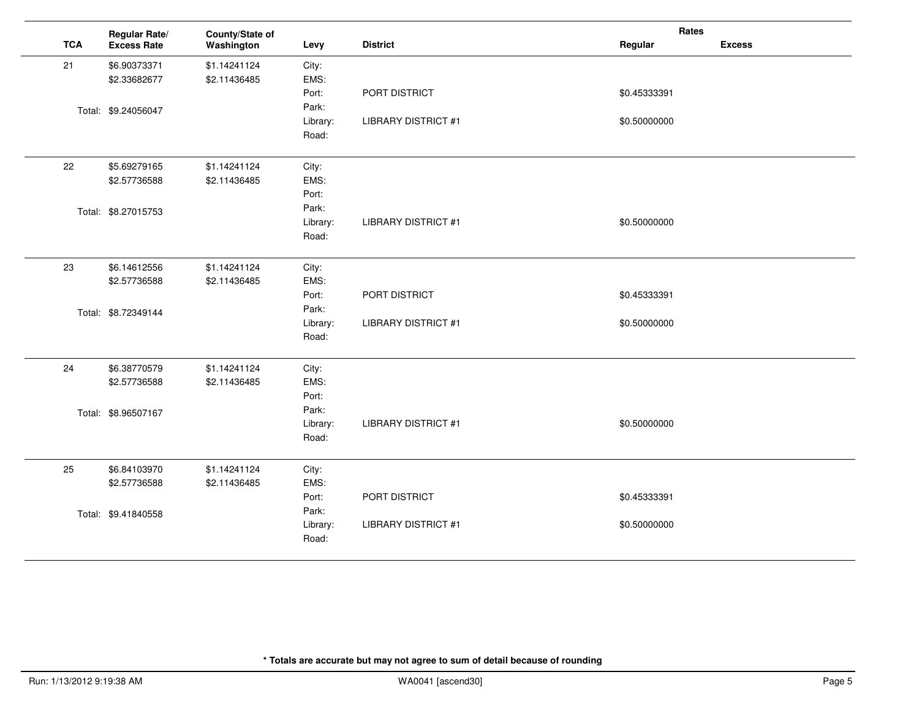| TCA | Regular Rate/ Excess Rate | County/State of Washington | Levy | District | Rates Regular | Rates Excess |
|---|---|---|---|---|---|---|
| 21 | $6.90373371 | $1.14241124 | City: | | | |
| | $2.33682677 | $2.11436485 | EMS: | | | |
| | | | Port: | PORT DISTRICT | $0.45333391 | |
| | Total: $9.24056047 | | Park: | | | |
| | | | Library: | LIBRARY DISTRICT #1 | $0.50000000 | |
| | | | Road: | | | |
| 22 | $5.69279165 | $1.14241124 | City: | | | |
| | $2.57736588 | $2.11436485 | EMS: | | | |
| | | | Port: | | | |
| | Total: $8.27015753 | | Park: | | | |
| | | | Library: | LIBRARY DISTRICT #1 | $0.50000000 | |
| | | | Road: | | | |
| 23 | $6.14612556 | $1.14241124 | City: | | | |
| | $2.57736588 | $2.11436485 | EMS: | | | |
| | | | Port: | PORT DISTRICT | $0.45333391 | |
| | Total: $8.72349144 | | Park: | | | |
| | | | Library: | LIBRARY DISTRICT #1 | $0.50000000 | |
| | | | Road: | | | |
| 24 | $6.38770579 | $1.14241124 | City: | | | |
| | $2.57736588 | $2.11436485 | EMS: | | | |
| | | | Port: | | | |
| | Total: $8.96507167 | | Park: | | | |
| | | | Library: | LIBRARY DISTRICT #1 | $0.50000000 | |
| | | | Road: | | | |
| 25 | $6.84103970 | $1.14241124 | City: | | | |
| | $2.57736588 | $2.11436485 | EMS: | | | |
| | | | Port: | PORT DISTRICT | $0.45333391 | |
| | Total: $9.41840558 | | Park: | | | |
| | | | Library: | LIBRARY DISTRICT #1 | $0.50000000 | |
| | | | Road: | | | |

**\* Totals are accurate but may not agree to sum of detail because of rounding**

Run: 1/13/2012 9:19:38 AM WA0041 [ascend30]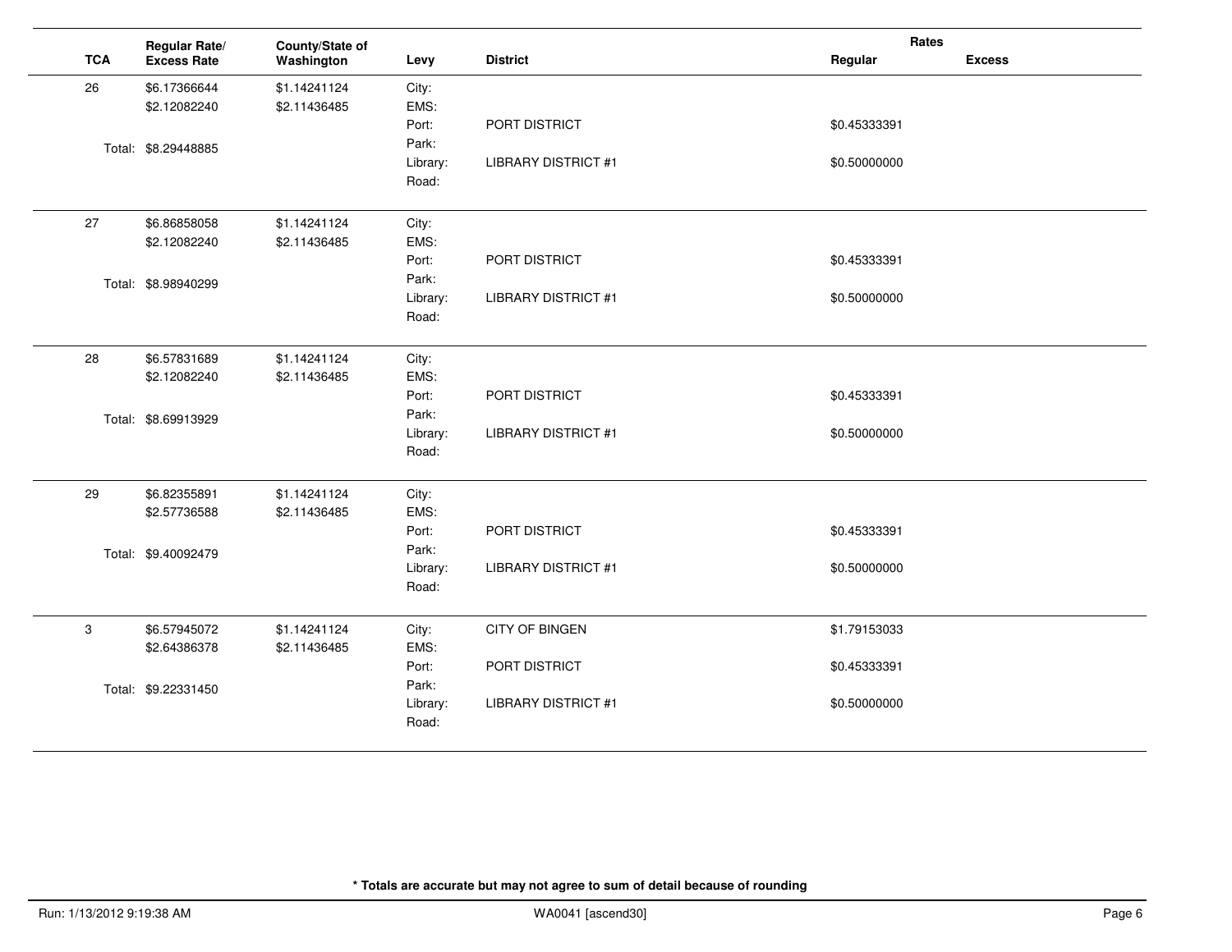| TCA | Regular Rate/ Excess Rate | County/State of Washington | Levy | District | Rates Regular | Excess |
|---|---|---|---|---|---|---|
| 26 | $6.17366644 | $1.14241124 | City: | | | |
| | $2.12082240 | $2.11436485 | EMS: | | | |
| | | | Port: | PORT DISTRICT | $0.45333391 | |
| | Total: $8.29448885 | | Park: | | | |
| | | | Library: | LIBRARY DISTRICT #1 | $0.50000000 | |
| | | | Road: | | | |
| 27 | $6.86858058 | $1.14241124 | City: | | | |
| | $2.12082240 | $2.11436485 | EMS: | | | |
| | | | Port: | PORT DISTRICT | $0.45333391 | |
| | Total: $8.98940299 | | Park: | | | |
| | | | Library: | LIBRARY DISTRICT #1 | $0.50000000 | |
| | | | Road: | | | |
| 28 | $6.57831689 | $1.14241124 | City: | | | |
| | $2.12082240 | $2.11436485 | EMS: | | | |
| | | | Port: | PORT DISTRICT | $0.45333391 | |
| | Total: $8.69913929 | | Park: | | | |
| | | | Library: | LIBRARY DISTRICT #1 | $0.50000000 | |
| | | | Road: | | | |
| 29 | $6.82355891 | $1.14241124 | City: | | | |
| | $2.57736588 | $2.11436485 | EMS: | | | |
| | | | Port: | PORT DISTRICT | $0.45333391 | |
| | Total: $9.40092479 | | Park: | | | |
| | | | Library: | LIBRARY DISTRICT #1 | $0.50000000 | |
| | | | Road: | | | |
| 3 | $6.57945072 | $1.14241124 | City: | CITY OF BINGEN | $1.79153033 | |
| | $2.64386378 | $2.11436485 | EMS: | | | |
| | | | Port: | PORT DISTRICT | $0.45333391 | |
| | Total: $9.22331450 | | Park: | | | |
| | | | Library: | LIBRARY DISTRICT #1 | $0.50000000 | |
| | | | Road: | | | |

**\* Totals are accurate but may not agree to sum of detail because of rounding**

Run: 1/13/2012 9:19:38 AM WA0041 [ascend30]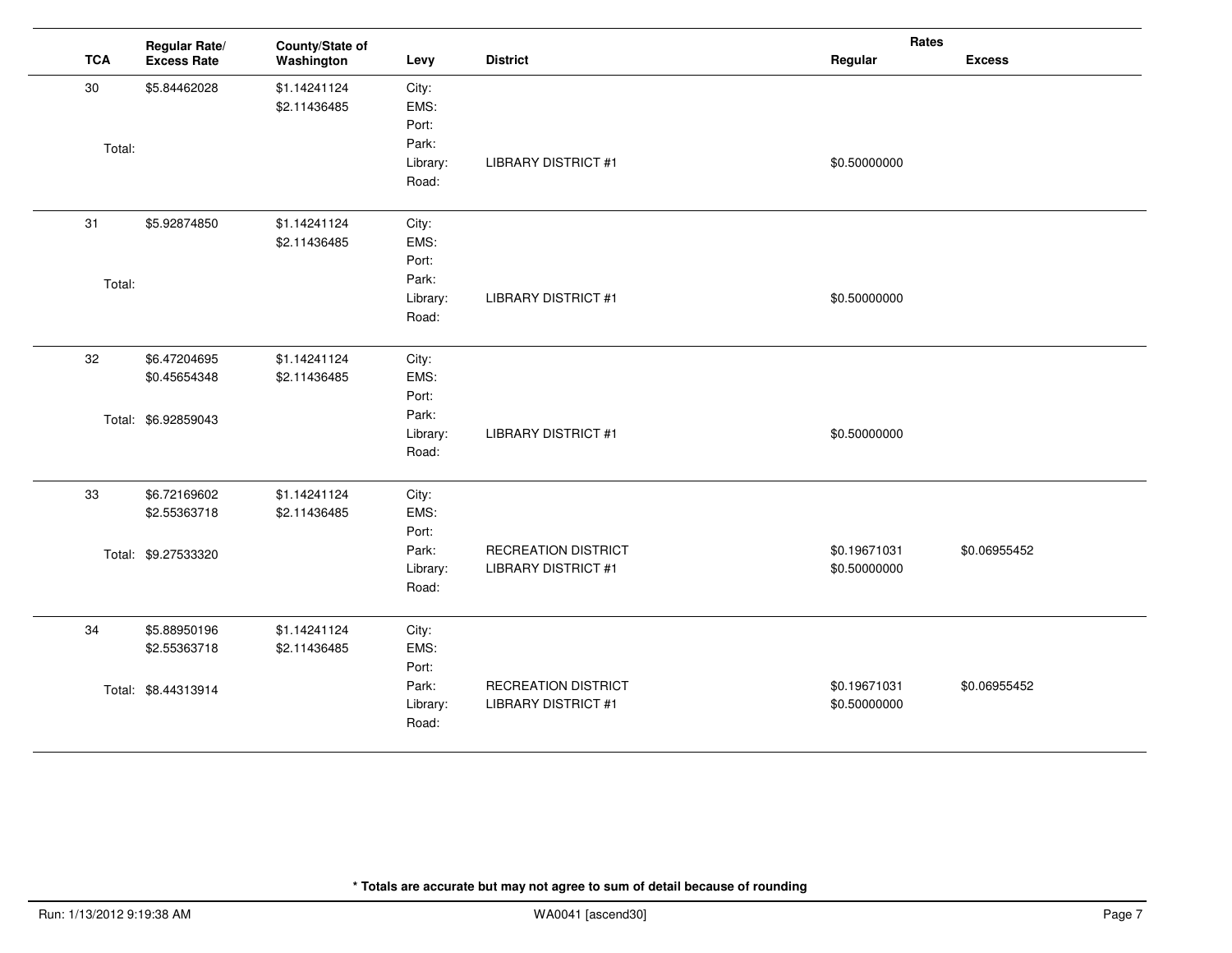| TCA | Regular Rate/ Excess Rate | County/State of Washington | Levy | District | Rates Regular | Rates Excess |
|---|---|---|---|---|---|---|
| 30 | $5.84462028 | $1.14241124 | City: | | | |
| | | $2.11436485 | EMS: | | | |
| | | | Port: | | | |
| Total: | | | Park: | | | |
| | | | Library: | LIBRARY DISTRICT #1 | $0.50000000 | |
| | | | Road: | | | |
| 31 | $5.92874850 | $1.14241124 | City: | | | |
| | | $2.11436485 | EMS: | | | |
| | | | Port: | | | |
| Total: | | | Park: | | | |
| | | | Library: | LIBRARY DISTRICT #1 | $0.50000000 | |
| | | | Road: | | | |
| 32 | $6.47204695 | $1.14241124 | City: | | | |
| | $0.45654348 | $2.11436485 | EMS: | | | |
| | | | Port: | | | |
| Total: | $6.92859043 | | Park: | | | |
| | | | Library: | LIBRARY DISTRICT #1 | $0.50000000 | |
| | | | Road: | | | |
| 33 | $6.72169602 | $1.14241124 | City: | | | |
| | $2.55363718 | $2.11436485 | EMS: | | | |
| | | | Port: | | | |
| Total: | $9.27533320 | | Park: | RECREATION DISTRICT | $0.19671031 | $0.06955452 |
| | | | Library: | LIBRARY DISTRICT #1 | $0.50000000 | |
| | | | Road: | | | |
| 34 | $5.88950196 | $1.14241124 | City: | | | |
| | $2.55363718 | $2.11436485 | EMS: | | | |
| | | | Port: | | | |
| Total: | $8.44313914 | | Park: | RECREATION DISTRICT | $0.19671031 | $0.06955452 |
| | | | Library: | LIBRARY DISTRICT #1 | $0.50000000 | |
| | | | Road: | | | |

**\* Totals are accurate but may not agree to sum of detail because of rounding**

Run: 1/13/2012 9:19:38 AM WA0041 [ascend30]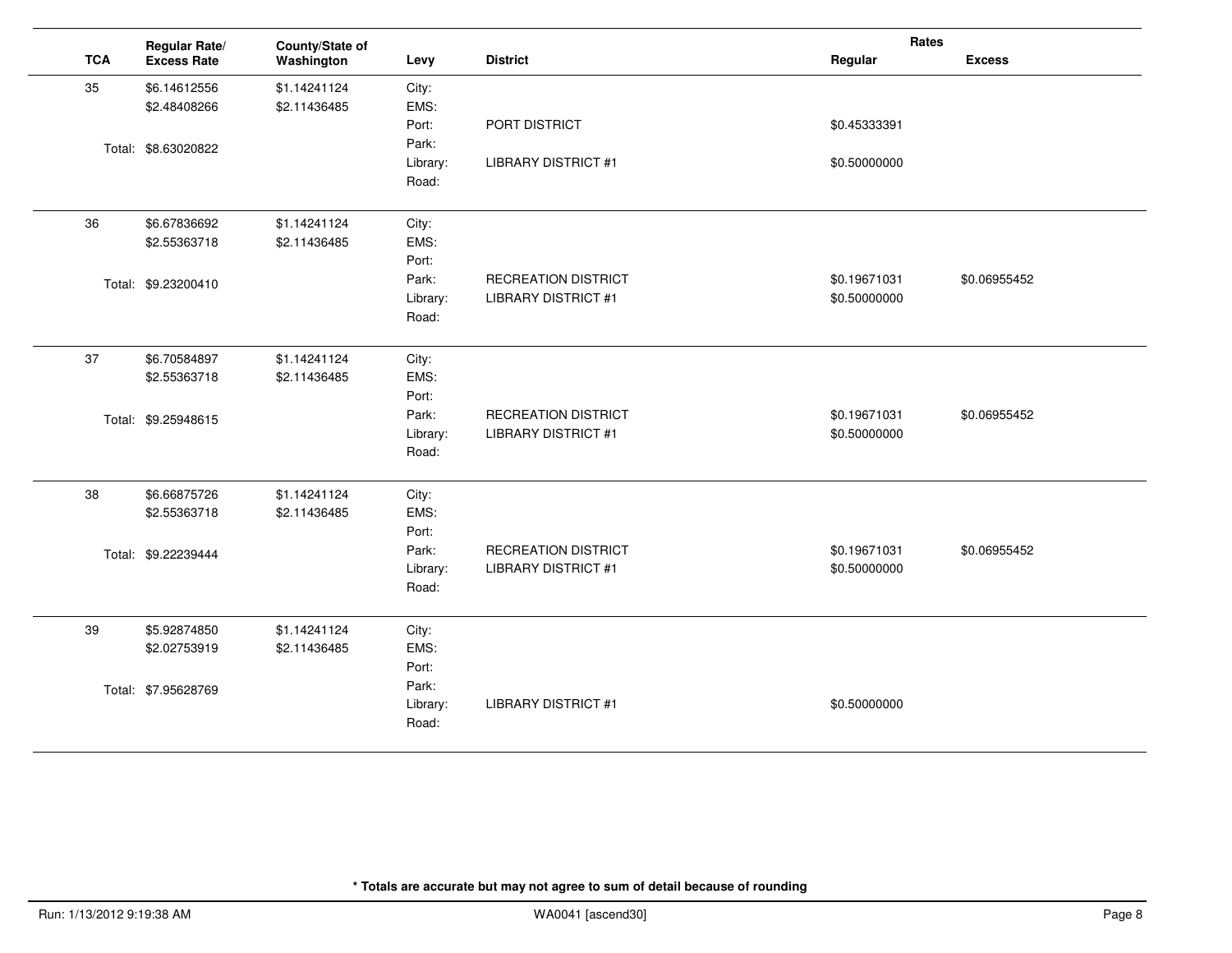| TCA | Regular Rate/ Excess Rate | County/State of Washington | Levy | District | Rates Regular | Rates Excess |
|---|---|---|---|---|---|---|
| 35 | $6.14612556 | $1.14241124 | City: | | | |
| | $2.48408266 | $2.11436485 | EMS: | | | |
| | | | Port: | PORT DISTRICT | $0.45333391 | |
| | Total: $8.63020822 | | Park: | | | |
| | | | Library: | LIBRARY DISTRICT #1 | $0.50000000 | |
| | | | Road: | | | |
| 36 | $6.67836692 | $1.14241124 | City: | | | |
| | $2.55363718 | $2.11436485 | EMS: | | | |
| | | | Port: | | | |
| | Total: $9.23200410 | | Park: | RECREATION DISTRICT | $0.19671031 | $0.06955452 |
| | | | Library: | LIBRARY DISTRICT #1 | $0.50000000 | |
| | | | Road: | | | |
| 37 | $6.70584897 | $1.14241124 | City: | | | |
| | $2.55363718 | $2.11436485 | EMS: | | | |
| | | | Port: | | | |
| | Total: $9.25948615 | | Park: | RECREATION DISTRICT | $0.19671031 | $0.06955452 |
| | | | Library: | LIBRARY DISTRICT #1 | $0.50000000 | |
| | | | Road: | | | |
| 38 | $6.66875726 | $1.14241124 | City: | | | |
| | $2.55363718 | $2.11436485 | EMS: | | | |
| | | | Port: | | | |
| | Total: $9.22239444 | | Park: | RECREATION DISTRICT | $0.19671031 | $0.06955452 |
| | | | Library: | LIBRARY DISTRICT #1 | $0.50000000 | |
| | | | Road: | | | |
| 39 | $5.92874850 | $1.14241124 | City: | | | |
| | $2.02753919 | $2.11436485 | EMS: | | | |
| | | | Port: | | | |
| | Total: $7.95628769 | | Park: | | | |
| | | | Library: | LIBRARY DISTRICT #1 | $0.50000000 | |
| | | | Road: | | | |

**\* Totals are accurate but may not agree to sum of detail because of rounding**

Run: 1/13/2012 9:19:38 AM WA0041 [ascend30]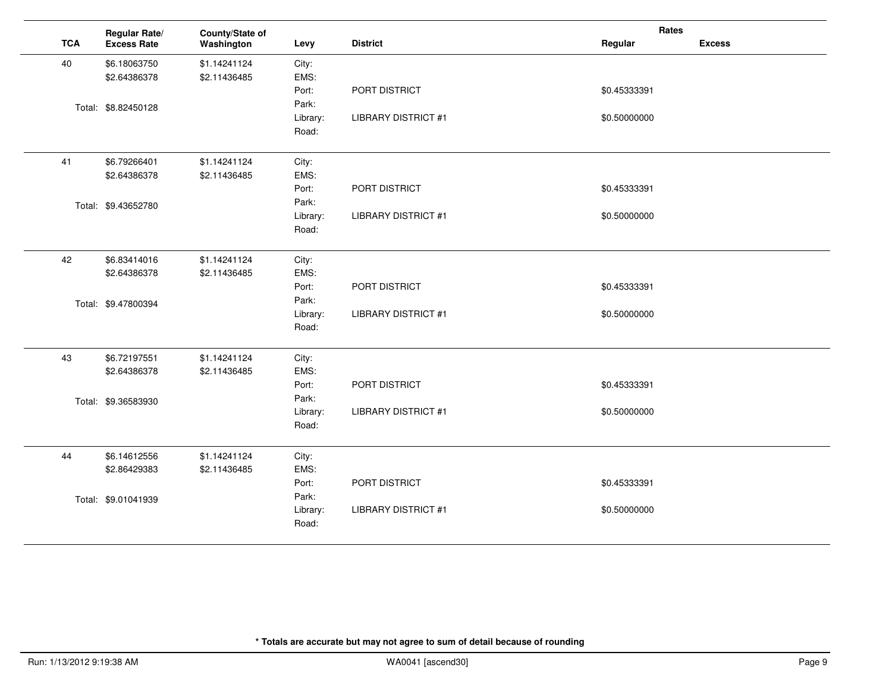| TCA | Regular Rate/ Excess Rate | County/State of Washington | Levy | District | Rates Regular | Rates Excess |
|---|---|---|---|---|---|---|
| 40 | $6.18063750 | $1.14241124 | City: | | | |
| | $2.64386378 | $2.11436485 | EMS: | | | |
| | | | Port: | PORT DISTRICT | $0.45333391 | |
| | Total: $8.82450128 | | Park: | | | |
| | | | Library: | LIBRARY DISTRICT #1 | $0.50000000 | |
| | | | Road: | | | |
| 41 | $6.79266401 | $1.14241124 | City: | | | |
| | $2.64386378 | $2.11436485 | EMS: | | | |
| | | | Port: | PORT DISTRICT | $0.45333391 | |
| | Total: $9.43652780 | | Park: | | | |
| | | | Library: | LIBRARY DISTRICT #1 | $0.50000000 | |
| | | | Road: | | | |
| 42 | $6.83414016 | $1.14241124 | City: | | | |
| | $2.64386378 | $2.11436485 | EMS: | | | |
| | | | Port: | PORT DISTRICT | $0.45333391 | |
| | Total: $9.47800394 | | Park: | | | |
| | | | Library: | LIBRARY DISTRICT #1 | $0.50000000 | |
| | | | Road: | | | |
| 43 | $6.72197551 | $1.14241124 | City: | | | |
| | $2.64386378 | $2.11436485 | EMS: | | | |
| | | | Port: | PORT DISTRICT | $0.45333391 | |
| | Total: $9.36583930 | | Park: | | | |
| | | | Library: | LIBRARY DISTRICT #1 | $0.50000000 | |
| | | | Road: | | | |
| 44 | $6.14612556 | $1.14241124 | City: | | | |
| | $2.86429383 | $2.11436485 | EMS: | | | |
| | | | Port: | PORT DISTRICT | $0.45333391 | |
| | Total: $9.01041939 | | Park: | | | |
| | | | Library: | LIBRARY DISTRICT #1 | $0.50000000 | |
| | | | Road: | | | |

**\* Totals are accurate but may not agree to sum of detail because of rounding**

Run: 1/13/2012 9:19:38 AM WA0041 [ascend30]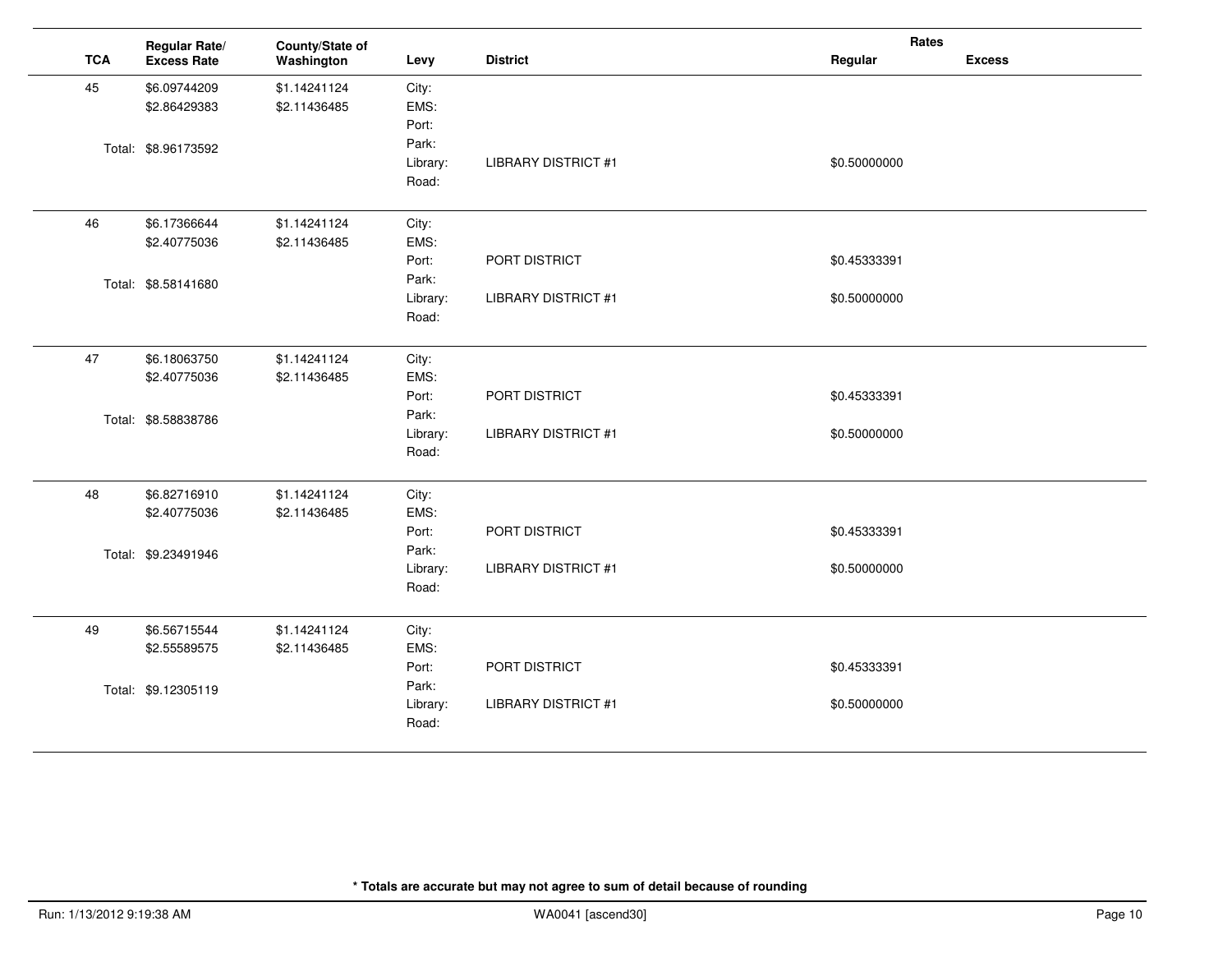| TCA | Regular Rate/ Excess Rate | County/State of Washington | Levy | District | Rates Regular | Excess |
|---|---|---|---|---|---|---|
| 45 | $6.09744209 | $1.14241124 | City: | | | |
| | $2.86429383 | $2.11436485 | EMS: | | | |
| | | | Port: | | | |
| | Total: $8.96173592 | | Park: | | | |
| | | | Library: | LIBRARY DISTRICT #1 | $0.50000000 | |
| | | | Road: | | | |
| 46 | $6.17366644 | $1.14241124 | City: | | | |
| | $2.40775036 | $2.11436485 | EMS: | | | |
| | | | Port: | PORT DISTRICT | $0.45333391 | |
| | Total: $8.58141680 | | Park: | | | |
| | | | Library: | LIBRARY DISTRICT #1 | $0.50000000 | |
| | | | Road: | | | |
| 47 | $6.18063750 | $1.14241124 | City: | | | |
| | $2.40775036 | $2.11436485 | EMS: | | | |
| | | | Port: | PORT DISTRICT | $0.45333391 | |
| | Total: $8.58838786 | | Park: | | | |
| | | | Library: | LIBRARY DISTRICT #1 | $0.50000000 | |
| | | | Road: | | | |
| 48 | $6.82716910 | $1.14241124 | City: | | | |
| | $2.40775036 | $2.11436485 | EMS: | | | |
| | | | Port: | PORT DISTRICT | $0.45333391 | |
| | Total: $9.23491946 | | Park: | | | |
| | | | Library: | LIBRARY DISTRICT #1 | $0.50000000 | |
| | | | Road: | | | |
| 49 | $6.56715544 | $1.14241124 | City: | | | |
| | $2.55589575 | $2.11436485 | EMS: | | | |
| | | | Port: | PORT DISTRICT | $0.45333391 | |
| | Total: $9.12305119 | | Park: | | | |
| | | | Library: | LIBRARY DISTRICT #1 | $0.50000000 | |
| | | | Road: | | | |

**\* Totals are accurate but may not agree to sum of detail because of rounding**

Run: 1/13/2012 9:19:38 AM WA0041 [ascend30]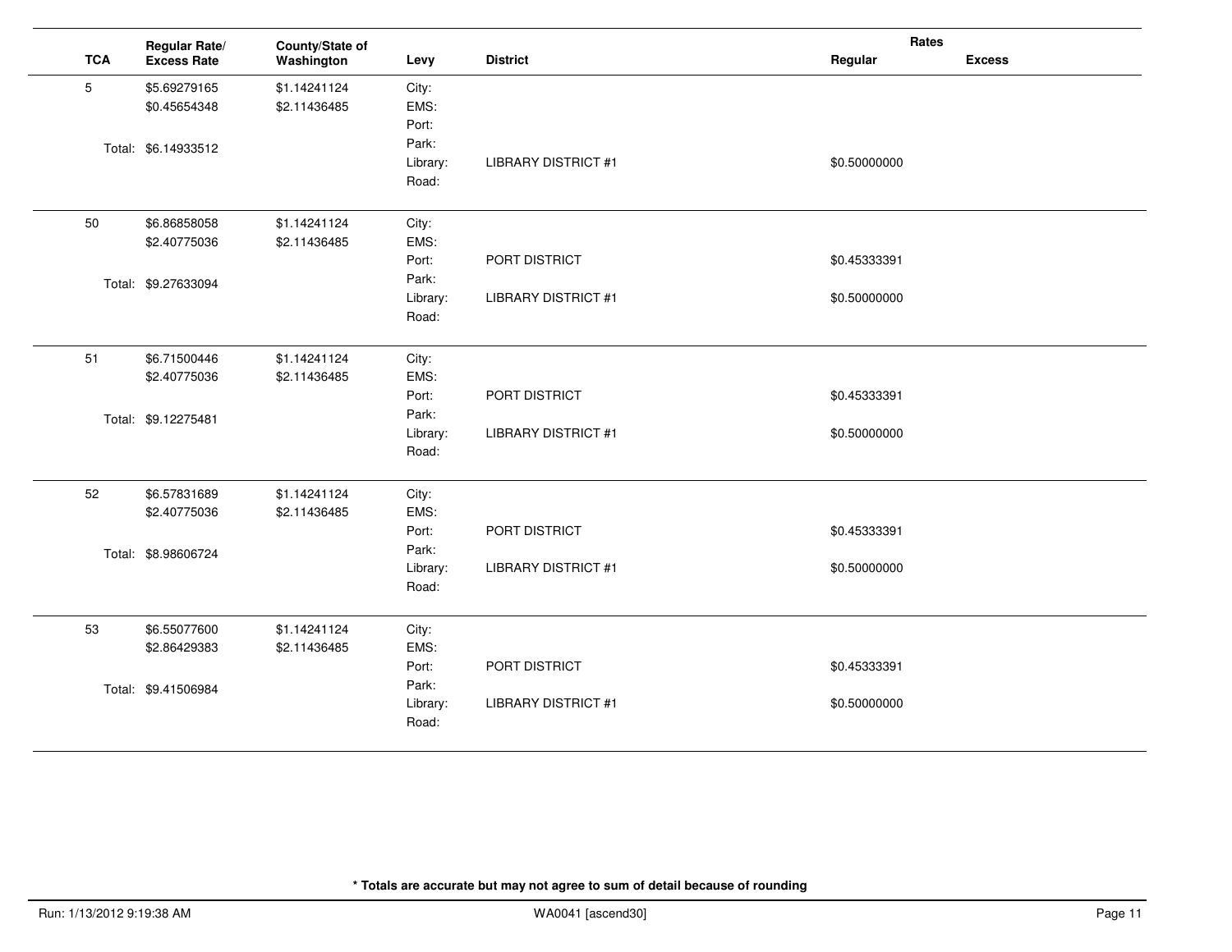| TCA | Regular Rate/ Excess Rate | County/State of Washington | Levy | District | Rates Regular | Rates Excess |
|---|---|---|---|---|---|---|
| 5 | $5.69279165 | $1.14241124 | City: | | | |
| | $0.45654348 | $2.11436485 | EMS: | | | |
| | | | Port: | | | |
| | Total: $6.14933512 | | Park: | | | |
| | | | Library: | LIBRARY DISTRICT #1 | $0.50000000 | |
| | | | Road: | | | |
| 50 | $6.86858058 | $1.14241124 | City: | | | |
| | $2.40775036 | $2.11436485 | EMS: | | | |
| | | | Port: | PORT DISTRICT | $0.45333391 | |
| | Total: $9.27633094 | | Park: | | | |
| | | | Library: | LIBRARY DISTRICT #1 | $0.50000000 | |
| | | | Road: | | | |
| 51 | $6.71500446 | $1.14241124 | City: | | | |
| | $2.40775036 | $2.11436485 | EMS: | | | |
| | | | Port: | PORT DISTRICT | $0.45333391 | |
| | Total: $9.12275481 | | Park: | | | |
| | | | Library: | LIBRARY DISTRICT #1 | $0.50000000 | |
| | | | Road: | | | |
| 52 | $6.57831689 | $1.14241124 | City: | | | |
| | $2.40775036 | $2.11436485 | EMS: | | | |
| | | | Port: | PORT DISTRICT | $0.45333391 | |
| | Total: $8.98606724 | | Park: | | | |
| | | | Library: | LIBRARY DISTRICT #1 | $0.50000000 | |
| | | | Road: | | | |
| 53 | $6.55077600 | $1.14241124 | City: | | | |
| | $2.86429383 | $2.11436485 | EMS: | | | |
| | | | Port: | PORT DISTRICT | $0.45333391 | |
| | Total: $9.41506984 | | Park: | | | |
| | | | Library: | LIBRARY DISTRICT #1 | $0.50000000 | |
| | | | Road: | | | |

**\* Totals are accurate but may not agree to sum of detail because of rounding**

Run: 1/13/2012 9:19:38 AM WA0041 [ascend30]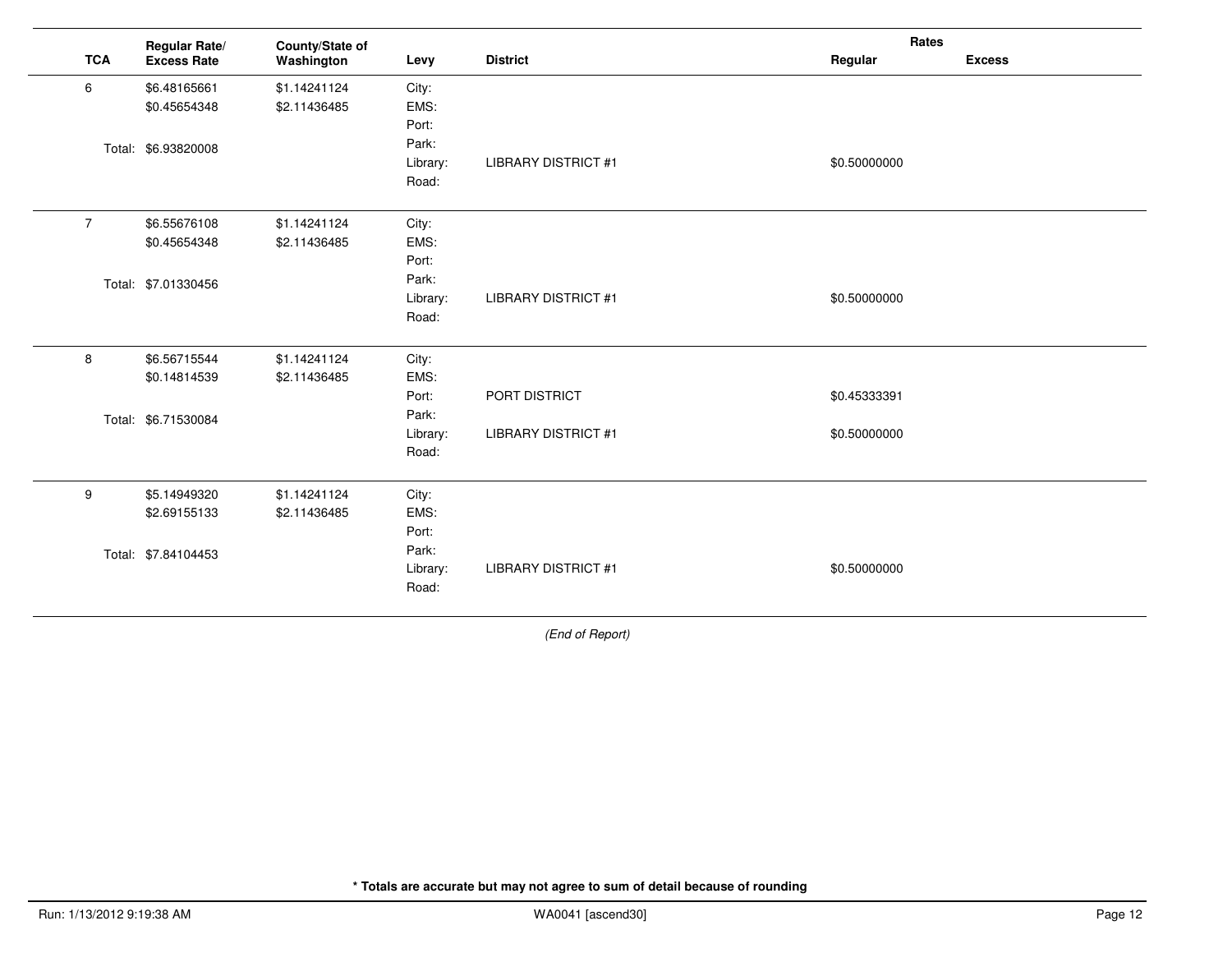| TCA | Regular Rate/ Excess Rate | County/State of Washington | Levy | District | Rates Regular | Rates Excess |
|---|---|---|---|---|---|---|
| 6 | $6.48165661 | $1.14241124 | City: | | | |
| | $0.45654348 | $2.11436485 | EMS: | | | |
| | | | Port: | | | |
| | Total: $6.93820008 | | Park: | | | |
| | | | Library: | LIBRARY DISTRICT #1 | $0.50000000 | |
| | | | Road: | | | |
| 7 | $6.55676108 | $1.14241124 | City: | | | |
| | $0.45654348 | $2.11436485 | EMS: | | | |
| | | | Port: | | | |
| | Total: $7.01330456 | | Park: | | | |
| | | | Library: | LIBRARY DISTRICT #1 | $0.50000000 | |
| | | | Road: | | | |
| 8 | $6.56715544 | $1.14241124 | City: | | | |
| | $0.14814539 | $2.11436485 | EMS: | | | |
| | | | Port: | PORT DISTRICT | $0.45333391 | |
| | Total: $6.71530084 | | Park: | | | |
| | | | Library: | LIBRARY DISTRICT #1 | $0.50000000 | |
| | | | Road: | | | |
| 9 | $5.14949320 | $1.14241124 | City: | | | |
| | $2.69155133 | $2.11436485 | EMS: | | | |
| | | | Port: | | | |
| | Total: $7.84104453 | | Park: | | | |
| | | | Library: | LIBRARY DISTRICT #1 | $0.50000000 | |
| | | | Road: | | | |

*(End of Report)*

**\* Totals are accurate but may not agree to sum of detail because of rounding**

Run: 1/13/2012 9:19:38 AM WA0041 [ascend30]